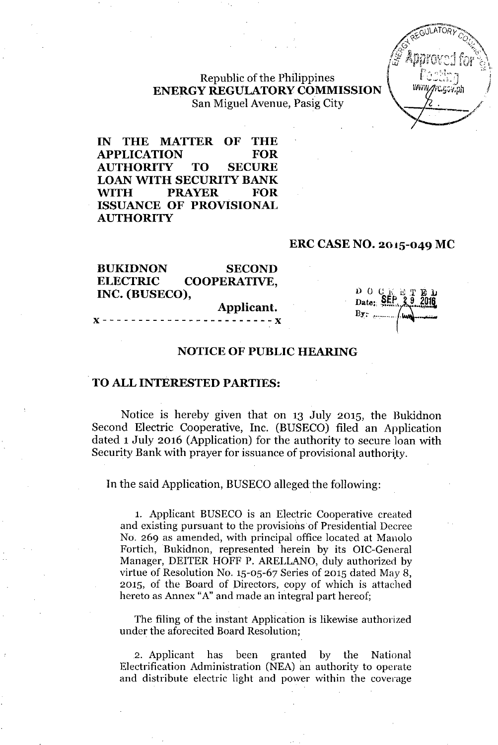Republic of the Philippines
**ENERGY REGULATORY COMMISSION**
San Miguel Avenue, Pasig City

**IN THE MATTER OF THE APPLICATION FOR AUTHORITY TO SECURE LOAN WITH SECURITY BANK WITH PRAYER FOR ISSUANCE OF PROVISIONAL AUTHORITY**

**ERC CASE NO. 2015-049 MC**

**BUKIDNON SECOND ELECTRIC COOPERATIVE, INC. (BUSECO),**
**Applicant.**

x - - - - - - - - - - - - - - - - - - - - - - - - x

DOCKETED
Date: SEP 29 2016
By:

## NOTICE OF PUBLIC HEARING

**TO ALL INTERESTED PARTIES:**

Notice is hereby given that on 13 July 2015, the Bukidnon Second Electric Cooperative, Inc. (BUSECO) filed an Application dated 1 July 2016 (Application) for the authority to secure loan with Security Bank with prayer for issuance of provisional authority.

In the said Application, BUSECO alleged the following:

1. Applicant BUSECO is an Electric Cooperative created and existing pursuant to the provisions of Presidential Decree No. 269 as amended, with principal office located at Manolo Fortich, Bukidnon, represented herein by its OIC-General Manager, DEITER HOFF P. ARELLANO, duly authorized by virtue of Resolution No. 15-05-67 Series of 2015 dated May 8, 2015, of the Board of Directors, copy of which is attached hereto as Annex "A" and made an integral part hereof;

The filing of the instant Application is likewise authorized under the aforecited Board Resolution;

2. Applicant has been granted by the National Electrification Administration (NEA) an authority to operate and distribute electric light and power within the coverage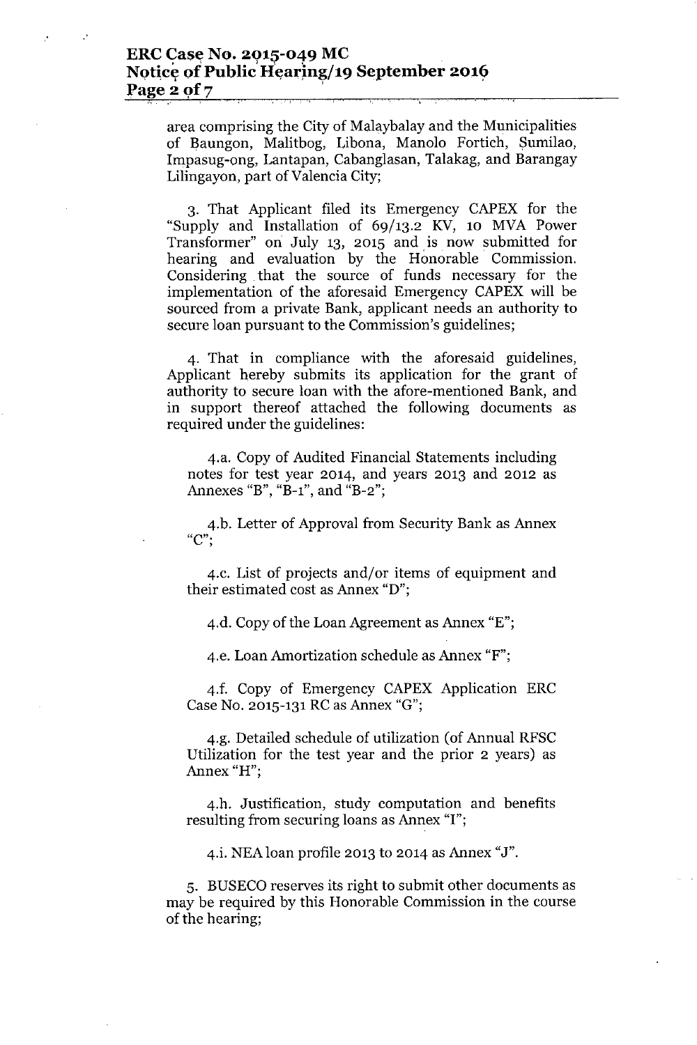area comprising the City of Malaybalay and the Municipalities of Baungon, Malitbog, Libona, Manolo Fortich, Sumilao, Impasug-ong, Lantapan, Cabanglasan, Talakag, and Barangay Lilingayon, part of Valencia City;

3. That Applicant filed its Emergency CAPEX for the "Supply and Installation of 69/13.2 KV, 10 MVA Power Transformer" on July 13, 2015 and is now submitted for hearing and evaluation by the Honorable Commission. Considering that the source of funds necessary for the implementation of the aforesaid Emergency CAPEX will be sourced from a private Bank, applicant needs an authority to secure loan pursuant to the Commission's guidelines;

4. That in compliance with the aforesaid guidelines, Applicant hereby submits its application for the grant of authority to secure loan with the afore-mentioned Bank, and in support thereof attached the following documents as required under the guidelines:

4.a. Copy of Audited Financial Statements including notes for test year 2014, and years 2013 and 2012 as Annexes "B", "B-1", and "B-2";

4.b. Letter of Approval from Security Bank as Annex "C";

4.c. List of projects and/or items of equipment and their estimated cost as Annex "D";

4.d. Copy of the Loan Agreement as Annex "E";

4.e. Loan Amortization schedule as Annex "F";

4.f. Copy of Emergency CAPEX Application ERC Case No. 2015-131 RC as Annex "G";

4.g. Detailed schedule of utilization (of Annual RFSC Utilization for the test year and the prior 2 years) as Annex "H";

4.h. Justification, study computation and benefits resulting from securing loans as Annex "I";

4.i. NEA loan profile 2013 to 2014 as Annex "J".

5. BUSECO reserves its right to submit other documents as may be required by this Honorable Commission in the course of the hearing;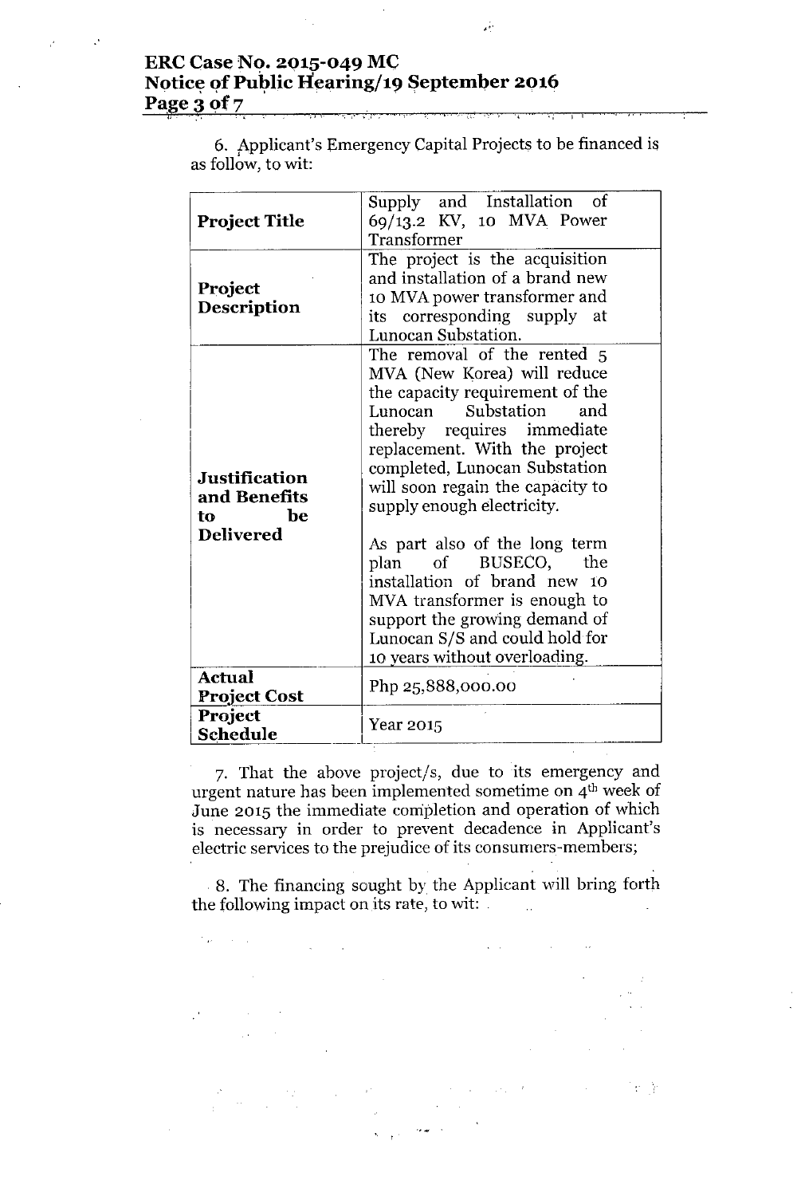6. Applicant's Emergency Capital Projects to be financed is as follow, to wit:

| **Project Title** | Supply and Installation of 69/13.2 KV, 10 MVA Power Transformer |
|---|---|
| **Project Description** | The project is the acquisition and installation of a brand new 10 MVA power transformer and its corresponding supply at Lunocan Substation. |
| **Justification and Benefits to be Delivered** | The removal of the rented 5 MVA (New Korea) will reduce the capacity requirement of the Lunocan Substation and thereby requires immediate replacement. With the project completed, Lunocan Substation will soon regain the capacity to supply enough electricity. <br><br> As part also of the long term plan of BUSECO, the installation of brand new 10 MVA transformer is enough to support the growing demand of Lunocan S/S and could hold for 10 years without overloading. |
| **Actual Project Cost** | Php 25,888,000.00 |
| **Project Schedule** | Year 2015 |

7. That the above project/s, due to its emergency and urgent nature has been implemented sometime on 4th week of June 2015 the immediate completion and operation of which is necessary in order to prevent decadence in Applicant's electric services to the prejudice of its consumers-members;

8. The financing sought by the Applicant will bring forth the following impact on its rate, to wit: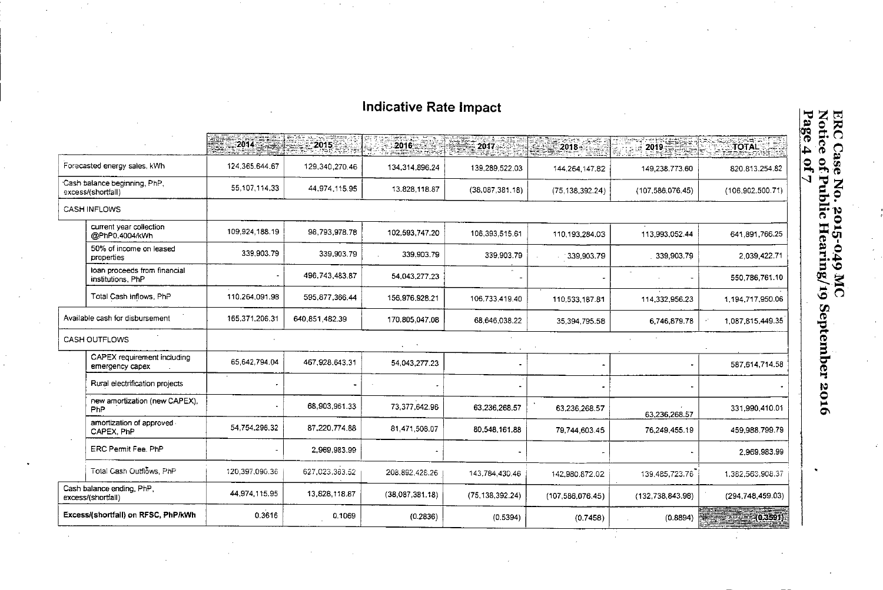# Indicative Rate Impact

| | 2014 | 2015 | 2016 | 2017 | 2018 | 2019 | TOTAL |
|---|---|---|---|---|---|---|---|
| Forecasted energy sales, kWh | 124,365,644.67 | 129,340,270.46 | 134,314,896.24 | 139,289,522.03 | 144,264,147.82 | 149,238,773.60 | 820,813,254.82 |
| Cash balance beginning, PhP, excess/(shortfall) | 55,107,114.33 | 44,974,115.95 | 13,828,118.87 | (38,087,381.18) | (75,138,392.24) | (107,586,076.45) | (106,902,500.71) |
| CASH INFLOWS | | | | | | | |
| current year collection @PhP0.4004/kWh | 109,924,188.19 | 98,793,978.78 | 102,593,747.20 | 106,393,515.61 | 110,193,284.03 | 113,993,052.44 | 641,891,766.25 |
| 50% of income on leased properties | 339,903.79 | 339,903.79 | 339,903.79 | 339,903.79 | 339,903.79 | 339,903.79 | 2,039,422.71 |
| loan proceeds from financial institutions, PhP | - | 496,743,483.87 | 54,043,277.23 | - | - | - | 550,786,761.10 |
| Total Cash Inflows, PhP | 110,264,091.98 | 595,877,366.44 | 156,976,928.21 | 106,733,419.40 | 110,533,187.81 | 114,332,956.23 | 1,194,717,950.06 |
| Available cash for disbursement | 165,371,206.31 | 640,851,482.39 | 170,805,047.08 | 68,646,038.22 | 35,394,795.58 | 6,746,879.78 | 1,087,815,449.35 |
| CASH OUTFLOWS | | | | | | | |
| CAPEX requirement including emergency capex | 65,642,794.04 | 467,928,643.31 | 54,043,277.23 | - | - | - | 587,614,714.58 |
| Rural electrification projects | - | - | - | - | - | - | - |
| new amortization (new CAPEX), PhP | - | 68,903,961.33 | 73,377,642.96 | 63,236,268.57 | 63,236,268.57 | 63,236,268.57 | 331,990,410.01 |
| amortization of approved CAPEX, PhP | 54,754,296.32 | 87,220,774.88 | 81,471,508.07 | 80,548,161.88 | 79,744,603.45 | 76,249,455.19 | 459,988,799.79 |
| ERC Permit Fee, PhP | - | 2,969,983.99 | - | - | - | - | 2,969,983.99 |
| Total Cash Outflows, PhP | 120,397,090.36 | 627,023,363.52 | 208,892,428.26 | 143,784,430.46 | 142,980,872.02 | 139,485,723.76 | 1,382,563,908.37 |
| Cash balance ending, PhP, excess/(shortfall) | 44,974,115.95 | 13,828,118.87 | (38,087,381.18) | (75,138,392.24) | (107,586,076.45) | (132,738,843.98) | (294,748,459.03) |
| **Excess/(shortfall) on RFSC, PhP/kWh** | 0.3616 | 0.1069 | (0.2836) | (0.5394) | (0.7458) | (0.8894) | (0.3591) |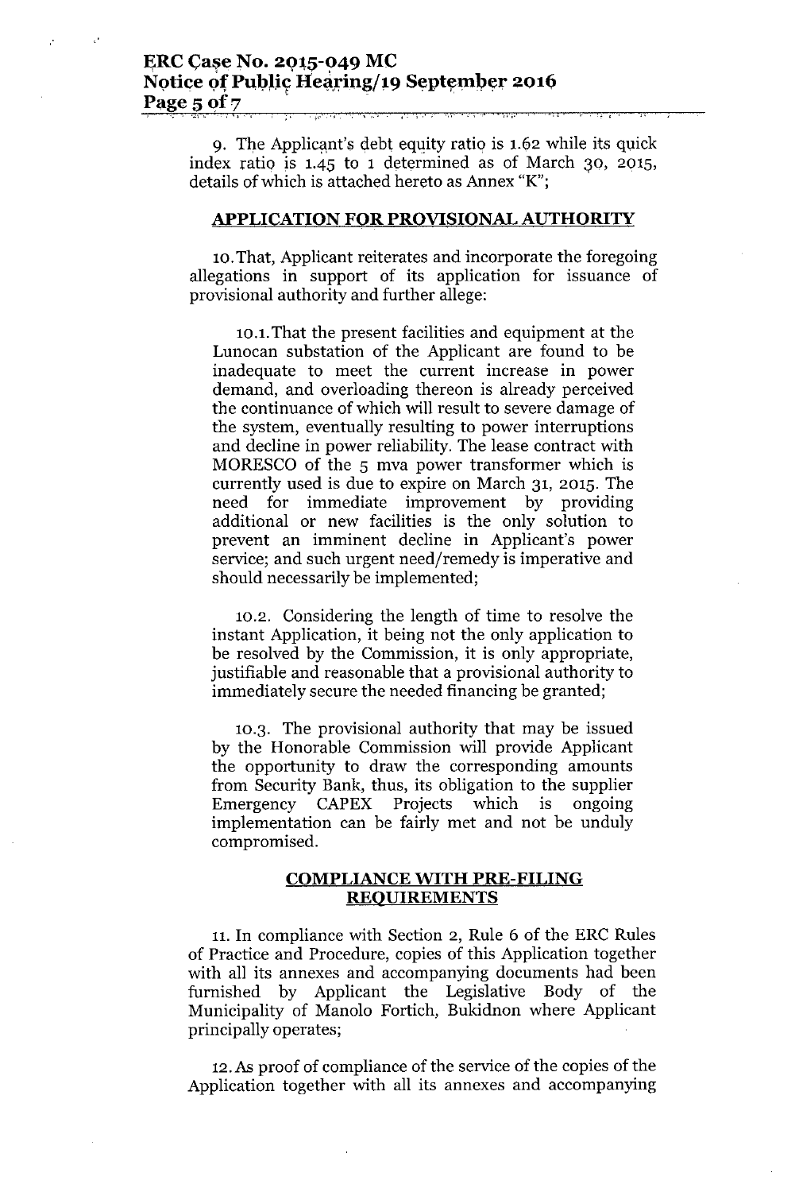9. The Applicant's debt equity ratio is 1.62 while its quick index ratio is 1.45 to 1 determined as of March 30, 2015, details of which is attached hereto as Annex "K";

## APPLICATION FOR PROVISIONAL AUTHORITY

10. That, Applicant reiterates and incorporate the foregoing allegations in support of its application for issuance of provisional authority and further allege:

10.1. That the present facilities and equipment at the Lunocan substation of the Applicant are found to be inadequate to meet the current increase in power demand, and overloading thereon is already perceived the continuance of which will result to severe damage of the system, eventually resulting to power interruptions and decline in power reliability. The lease contract with MORESCO of the 5 mva power transformer which is currently used is due to expire on March 31, 2015. The need for immediate improvement by providing additional or new facilities is the only solution to prevent an imminent decline in Applicant's power service; and such urgent need/remedy is imperative and should necessarily be implemented;

10.2. Considering the length of time to resolve the instant Application, it being not the only application to be resolved by the Commission, it is only appropriate, justifiable and reasonable that a provisional authority to immediately secure the needed financing be granted;

10.3. The provisional authority that may be issued by the Honorable Commission will provide Applicant the opportunity to draw the corresponding amounts from Security Bank, thus, its obligation to the supplier Emergency CAPEX Projects which is ongoing implementation can be fairly met and not be unduly compromised.

## COMPLIANCE WITH PRE-FILING REQUIREMENTS

11. In compliance with Section 2, Rule 6 of the ERC Rules of Practice and Procedure, copies of this Application together with all its annexes and accompanying documents had been furnished by Applicant the Legislative Body of the Municipality of Manolo Fortich, Bukidnon where Applicant principally operates;

12. As proof of compliance of the service of the copies of the Application together with all its annexes and accompanying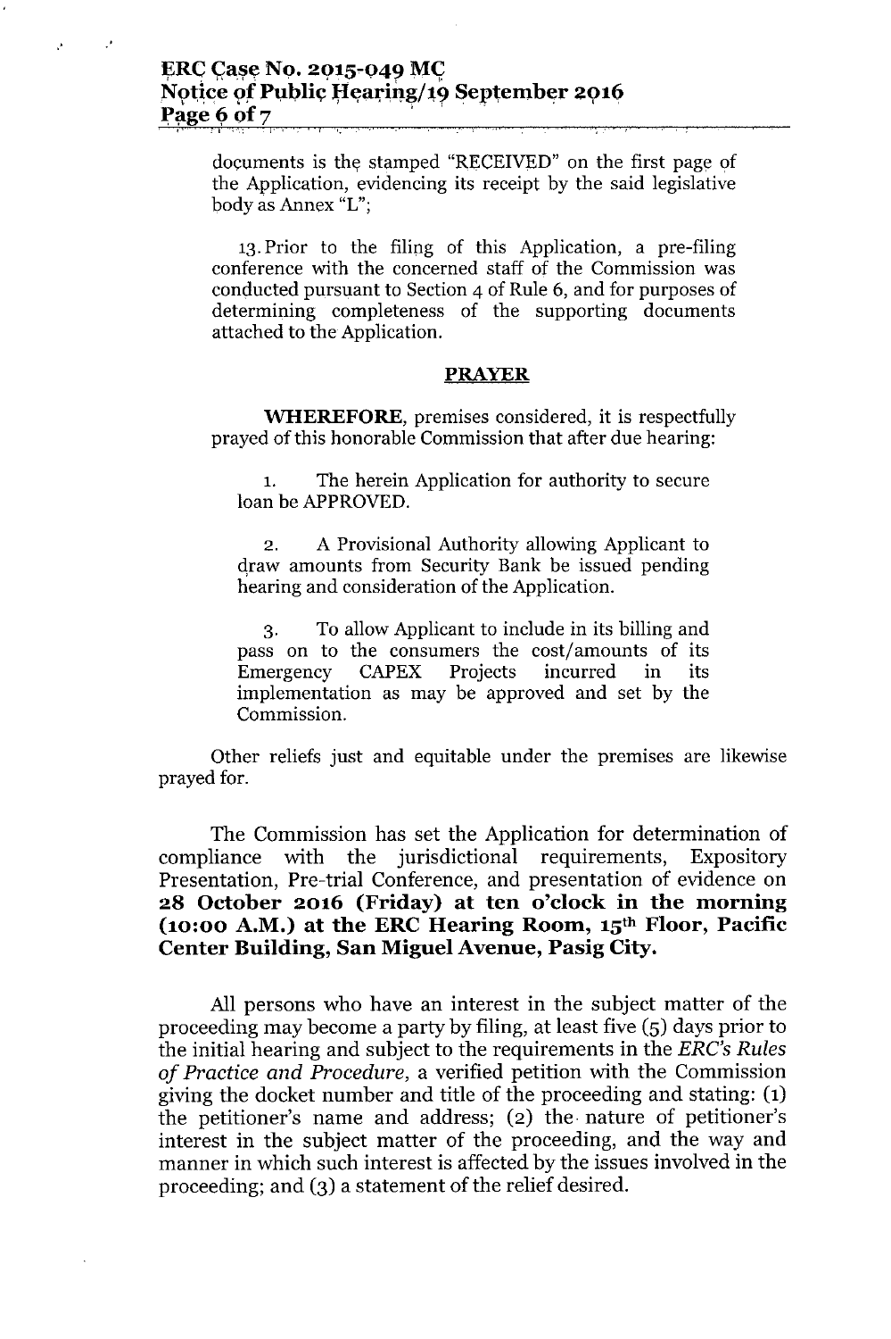documents is the stamped "RECEIVED" on the first page of the Application, evidencing its receipt by the said legislative body as Annex "L";

13. Prior to the filing of this Application, a pre-filing conference with the concerned staff of the Commission was conducted pursuant to Section 4 of Rule 6, and for purposes of determining completeness of the supporting documents attached to the Application.

## PRAYER

**WHEREFORE**, premises considered, it is respectfully prayed of this honorable Commission that after due hearing:

1. The herein Application for authority to secure loan be APPROVED.

2. A Provisional Authority allowing Applicant to draw amounts from Security Bank be issued pending hearing and consideration of the Application.

3. To allow Applicant to include in its billing and pass on to the consumers the cost/amounts of its Emergency CAPEX Projects incurred in its implementation as may be approved and set by the Commission.

Other reliefs just and equitable under the premises are likewise prayed for.

The Commission has set the Application for determination of compliance with the jurisdictional requirements, Expository Presentation, Pre-trial Conference, and presentation of evidence on **28 October 2016 (Friday) at ten o'clock in the morning (10:00 A.M.) at the ERC Hearing Room, 15th Floor, Pacific Center Building, San Miguel Avenue, Pasig City.**

All persons who have an interest in the subject matter of the proceeding may become a party by filing, at least five (5) days prior to the initial hearing and subject to the requirements in the *ERC's Rules of Practice and Procedure*, a verified petition with the Commission giving the docket number and title of the proceeding and stating: (1) the petitioner's name and address; (2) the nature of petitioner's interest in the subject matter of the proceeding, and the way and manner in which such interest is affected by the issues involved in the proceeding; and (3) a statement of the relief desired.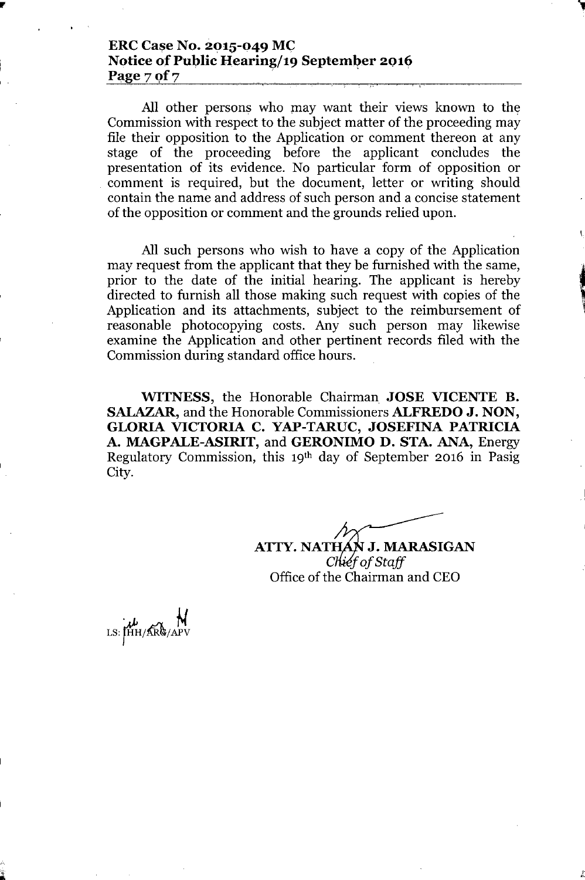All other persons who may want their views known to the Commission with respect to the subject matter of the proceeding may file their opposition to the Application or comment thereon at any stage of the proceeding before the applicant concludes the presentation of its evidence. No particular form of opposition or comment is required, but the document, letter or writing should contain the name and address of such person and a concise statement of the opposition or comment and the grounds relied upon.

All such persons who wish to have a copy of the Application may request from the applicant that they be furnished with the same, prior to the date of the initial hearing. The applicant is hereby directed to furnish all those making such request with copies of the Application and its attachments, subject to the reimbursement of reasonable photocopying costs. Any such person may likewise examine the Application and other pertinent records filed with the Commission during standard office hours.

**WITNESS**, the Honorable Chairman **JOSE VICENTE B. SALAZAR**, and the Honorable Commissioners **ALFREDO J. NON, GLORIA VICTORIA C. YAP-TARUC, JOSEFINA PATRICIA A. MAGPALE-ASIRIT**, and **GERONIMO D. STA. ANA**, Energy Regulatory Commission, this 19th day of September 2016 in Pasig City.

**ATTY. NATHAN J. MARASIGAN**
*Chief of Staff*
Office of the Chairman and CEO

LS: JHH/ARG/APV